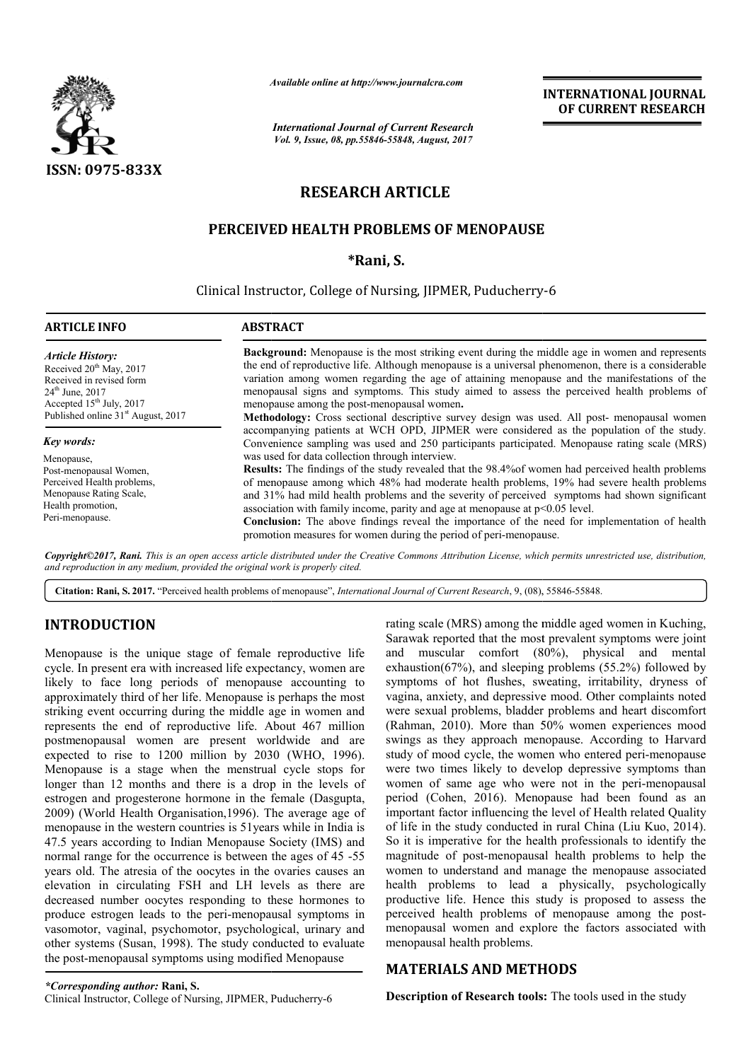# RESEARCH ARTICLE

## PERCEIVED HEALTH PROBLEMS OF MENOPAUSE

**\*Rani, S.**

Clinical Instructor, College of Nursing, JIPMER, Puducherry-6

**ARTICLE INFO**

*Article History:*

Received 20th May, 2017
Received in revised form 24th June, 2017
Accepted 15th July, 2017
Published online 31st August, 2017

*Key words:*

Menopause,
Post-menopausal Women,
Perceived Health problems,
Menopause Rating Scale,
Health promotion,
Peri-menopause.

**ABSTRACT**

**Background:** Menopause is the most striking event during the middle age in women and represents the end of reproductive life. Although menopause is a universal phenomenon, there is a considerable variation among women regarding the age of attaining menopause and the manifestations of the menopausal signs and symptoms. This study aimed to assess the perceived health problems of menopause among the post-menopausal women**.**

**Methodology:** Cross sectional descriptive survey design was used. All post- menopausal women accompanying patients at WCH OPD, JIPMER were considered as the population of the study. Convenience sampling was used and 250 participants participated. Menopause rating scale (MRS) was used for data collection through interview.

**Results:** The findings of the study revealed that the 98.4%of women had perceived health problems of menopause among which 48% had moderate health problems, 19% had severe health problems and 31% had mild health problems and the severity of perceived symptoms had shown significant association with family income, parity and age at menopause at p<0.05 level.

**Conclusion:** The above findings reveal the importance of the need for implementation of health promotion measures for women during the period of peri-menopause.

*Copyright©2017, Rani. This is an open access article distributed under the Creative Commons Attribution License, which permits unrestricted use, distribution, and reproduction in any medium, provided the original work is properly cited.*

**Citation: Rani, S. 2017.** "Perceived health problems of menopause", *International Journal of Current Research*, 9, (08), 55846-55848.

## INTRODUCTION

Menopause is the unique stage of female reproductive life cycle. In present era with increased life expectancy, women are likely to face long periods of menopause accounting to approximately third of her life. Menopause is perhaps the most striking event occurring during the middle age in women and represents the end of reproductive life. About 467 million postmenopausal women are present worldwide and are expected to rise to 1200 million by 2030 (WHO, 1996). Menopause is a stage when the menstrual cycle stops for longer than 12 months and there is a drop in the levels of estrogen and progesterone hormone in the female (Dasgupta, 2009) (World Health Organisation,1996). The average age of menopause in the western countries is 51years while in India is 47.5 years according to Indian Menopause Society (IMS) and normal range for the occurrence is between the ages of 45 -55 years old. The atresia of the oocytes in the ovaries causes an elevation in circulating FSH and LH levels as there are decreased number oocytes responding to these hormones to produce estrogen leads to the peri-menopausal symptoms in vasomotor, vaginal, psychomotor, psychological, urinary and other systems (Susan, 1998). The study conducted to evaluate the post-menopausal symptoms using modified Menopause rating scale (MRS) among the middle aged women in Kuching, Sarawak reported that the most prevalent symptoms were joint and muscular comfort (80%), physical and mental exhaustion(67%), and sleeping problems (55.2%) followed by symptoms of hot flushes, sweating, irritability, dryness of vagina, anxiety, and depressive mood. Other complaints noted were sexual problems, bladder problems and heart discomfort (Rahman, 2010). More than 50% women experiences mood swings as they approach menopause. According to Harvard study of mood cycle, the women who entered peri-menopause were two times likely to develop depressive symptoms than women of same age who were not in the peri-menopausal period (Cohen, 2016). Menopause had been found as an important factor influencing the level of Health related Quality of life in the study conducted in rural China (Liu Kuo, 2014). So it is imperative for the health professionals to identify the magnitude of post-menopausal health problems to help the women to understand and manage the menopause associated health problems to lead a physically, psychologically productive life. Hence this study is proposed to assess the perceived health problems of menopause among the post-menopausal women and explore the factors associated with menopausal health problems.

## MATERIALS AND METHODS

**Description of Research tools:** The tools used in the study

*\*Corresponding author:* **Rani, S.**
Clinical Instructor, College of Nursing, JIPMER, Puducherry-6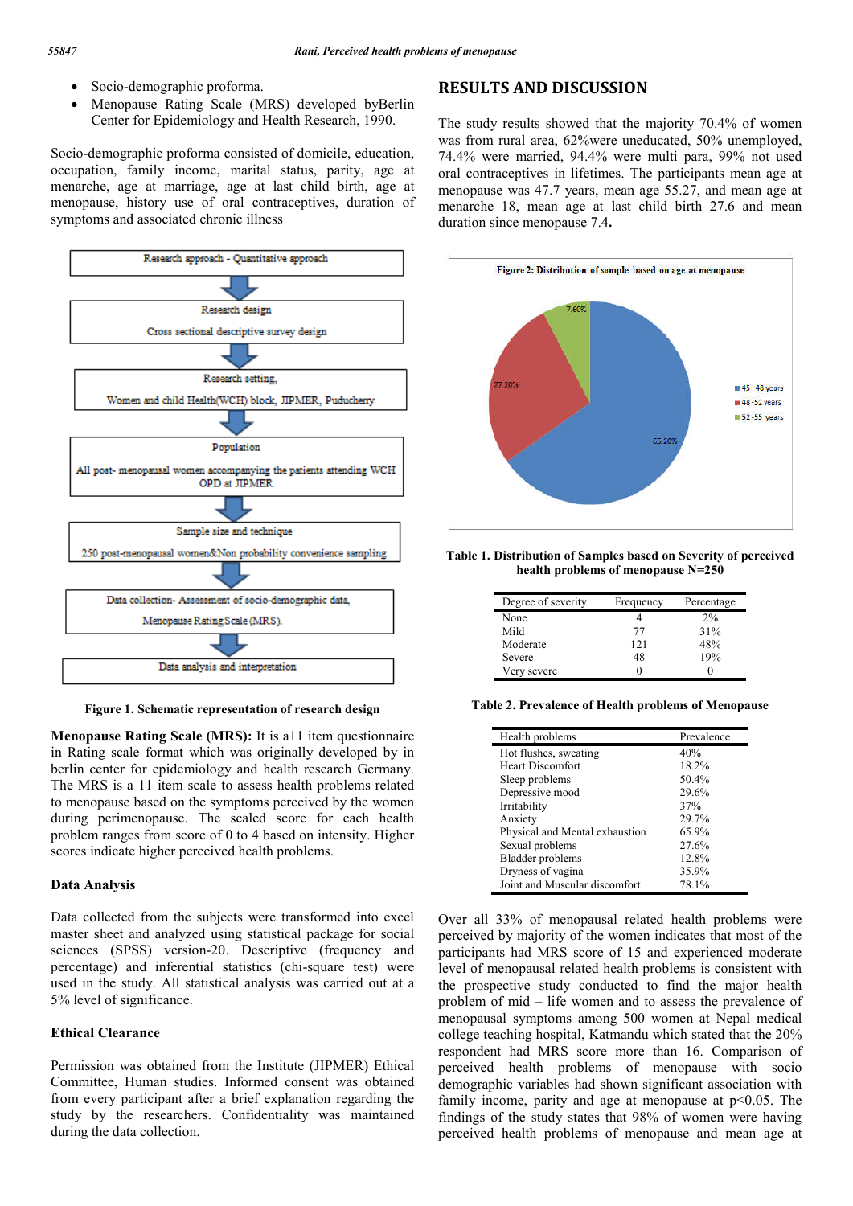- Socio-demographic proforma.
- Menopause Rating Scale (MRS) developed byBerlin Center for Epidemiology and Health Research, 1990.

Socio-demographic proforma consisted of domicile, education, occupation, family income, marital status, parity, age at menarche, age at marriage, age at last child birth, age at menopause, history use of oral contraceptives, duration of symptoms and associated chronic illness

Research approach - Quantitative approach

Research design

Cross sectional descriptive survey design

Research setting,

Women and child Health(WCH) block, JIPMER, Puducherry

Population

All post- menopausal women accompanying the patients attending WCH OPD at JIPMER

Sample size and technique

250 post-menopausal women&Non probability convenience sampling

Data collection- Assessment of socio-demographic data, Menopause Rating Scale (MRS).

Data analysis and interpretation

**Figure 1. Schematic representation of research design**

**Menopause Rating Scale (MRS):** It is a11 item questionnaire in Rating scale format which was originally developed by in berlin center for epidemiology and health research Germany. The MRS is a 11 item scale to assess health problems related to menopause based on the symptoms perceived by the women during perimenopause. The scaled score for each health problem ranges from score of 0 to 4 based on intensity. Higher scores indicate higher perceived health problems.

### Data Analysis

Data collected from the subjects were transformed into excel master sheet and analyzed using statistical package for social sciences (SPSS) version-20. Descriptive (frequency and percentage) and inferential statistics (chi-square test) were used in the study. All statistical analysis was carried out at a 5% level of significance.

### Ethical Clearance

Permission was obtained from the Institute (JIPMER) Ethical Committee, Human studies. Informed consent was obtained from every participant after a brief explanation regarding the study by the researchers. Confidentiality was maintained during the data collection.

## RESULTS AND DISCUSSION

The study results showed that the majority 70.4% of women was from rural area, 62%were uneducated, 50% unemployed, 74.4% were married, 94.4% were multi para, 99% not used oral contraceptives in lifetimes. The participants mean age at menopause was 47.7 years, mean age 55.27, and mean age at menarche 18, mean age at last child birth 27.6 and mean duration since menopause 7.4**.**

Figure 2: Distribution of sample based on age at menopause

- 45 - 48 years: 65.20%
- 48 -52 years: 27.20%
- 52-55 years: 7.60%

**Table 1. Distribution of Samples based on Severity of perceived health problems of menopause N=250**

| Degree of severity | Frequency | Percentage |
|---|---|---|
| None | 4 | 2% |
| Mild | 77 | 31% |
| Moderate | 121 | 48% |
| Severe | 48 | 19% |
| Very severe | 0 | 0 |

**Table 2. Prevalence of Health problems of Menopause**

| Health problems | Prevalence |
|---|---|
| Hot flushes, sweating | 40% |
| Heart Discomfort | 18.2% |
| Sleep problems | 50.4% |
| Depressive mood | 29.6% |
| Irritability | 37% |
| Anxiety | 29.7% |
| Physical and Mental exhaustion | 65.9% |
| Sexual problems | 27.6% |
| Bladder problems | 12.8% |
| Dryness of vagina | 35.9% |
| Joint and Muscular discomfort | 78.1% |

Over all 33% of menopausal related health problems were perceived by majority of the women indicates that most of the participants had MRS score of 15 and experienced moderate level of menopausal related health problems is consistent with the prospective study conducted to find the major health problem of mid – life women and to assess the prevalence of menopausal symptoms among 500 women at Nepal medical college teaching hospital, Katmandu which stated that the 20% respondent had MRS score more than 16. Comparison of perceived health problems of menopause with socio demographic variables had shown significant association with family income, parity and age at menopause at $p<0.05$. The findings of the study states that 98% of women were having perceived health problems of menopause and mean age at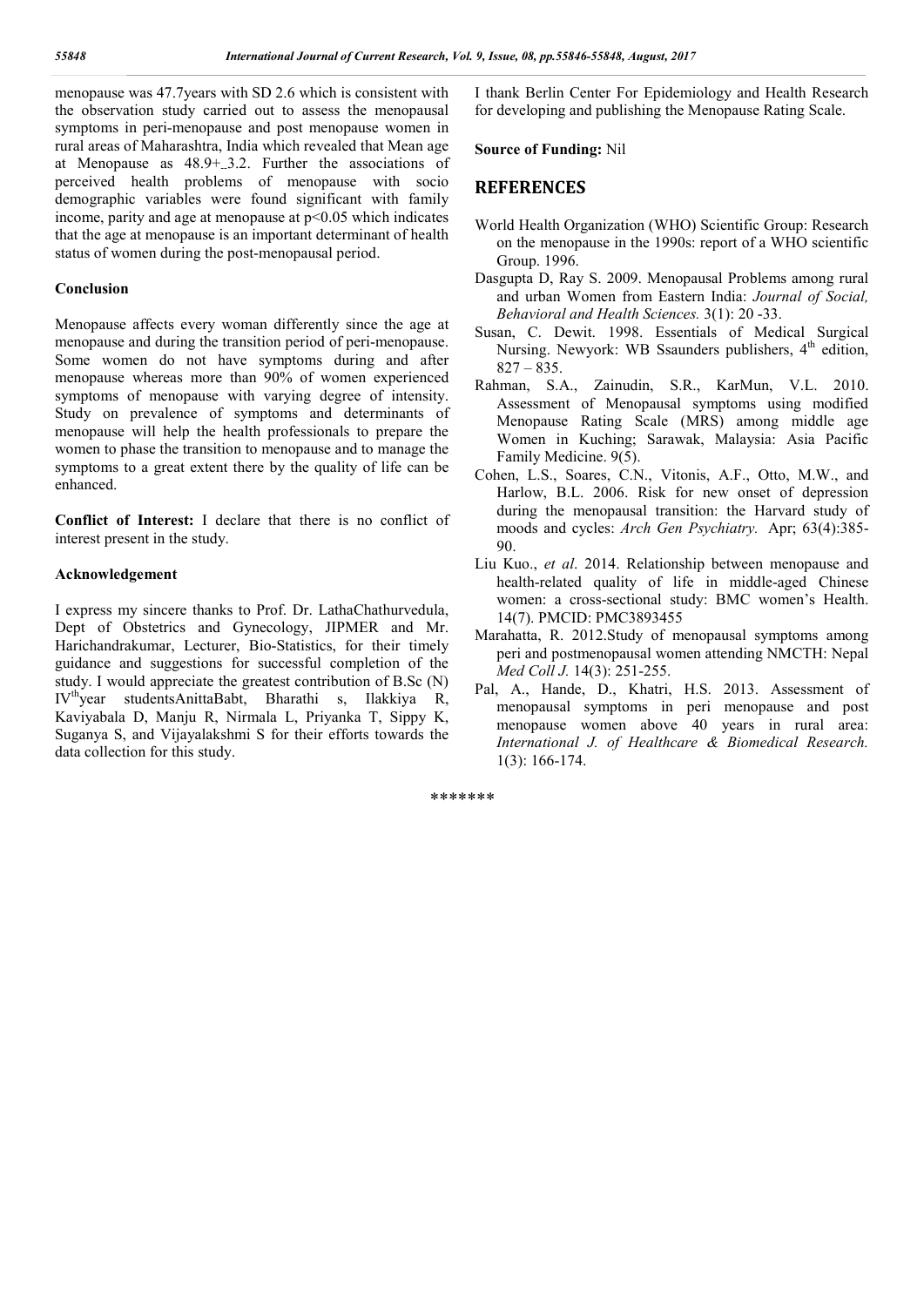menopause was 47.7years with SD 2.6 which is consistent with the observation study carried out to assess the menopausal symptoms in peri-menopause and post menopause women in rural areas of Maharashtra, India which revealed that Mean age at Menopause as 48.9+_3.2. Further the associations of perceived health problems of menopause with socio demographic variables were found significant with family income, parity and age at menopause at $p<0.05$ which indicates that the age at menopause is an important determinant of health status of women during the post-menopausal period.

### Conclusion

Menopause affects every woman differently since the age at menopause and during the transition period of peri-menopause. Some women do not have symptoms during and after menopause whereas more than 90% of women experienced symptoms of menopause with varying degree of intensity. Study on prevalence of symptoms and determinants of menopause will help the health professionals to prepare the women to phase the transition to menopause and to manage the symptoms to a great extent there by the quality of life can be enhanced.

**Conflict of Interest:** I declare that there is no conflict of interest present in the study.

### Acknowledgement

I express my sincere thanks to Prof. Dr. LathaChathurvedula, Dept of Obstetrics and Gynecology, JIPMER and Mr. Harichandrakumar, Lecturer, Bio-Statistics, for their timely guidance and suggestions for successful completion of the study. I would appreciate the greatest contribution of B.Sc (N) IV[th]year studentsAnittaBabt, Bharathi s, Ilakkiya R, Kaviyabala D, Manju R, Nirmala L, Priyanka T, Sippy K, Suganya S, and Vijayalakshmi S for their efforts towards the data collection for this study.

I thank Berlin Center For Epidemiology and Health Research for developing and publishing the Menopause Rating Scale.

**Source of Funding:** Nil

## REFERENCES

World Health Organization (WHO) Scientific Group: Research on the menopause in the 1990s: report of a WHO scientific Group. 1996.

Dasgupta D, Ray S. 2009. Menopausal Problems among rural and urban Women from Eastern India: *Journal of Social, Behavioral and Health Sciences.* 3(1): 20 -33.

Susan, C. Dewit. 1998. Essentials of Medical Surgical Nursing. Newyork: WB Ssaunders publishers, 4[th] edition, 827 – 835.

Rahman, S.A., Zainudin, S.R., KarMun, V.L. 2010. Assessment of Menopausal symptoms using modified Menopause Rating Scale (MRS) among middle age Women in Kuching; Sarawak, Malaysia: Asia Pacific Family Medicine. 9(5).

Cohen, L.S., Soares, C.N., Vitonis, A.F., Otto, M.W., and Harlow, B.L. 2006. Risk for new onset of depression during the menopausal transition: the Harvard study of moods and cycles: *Arch Gen Psychiatry.* Apr; 63(4):385-90.

Liu Kuo., *et al*. 2014. Relationship between menopause and health-related quality of life in middle-aged Chinese women: a cross-sectional study: BMC women's Health. 14(7). PMCID: PMC3893455

Marahatta, R. 2012.Study of menopausal symptoms among peri and postmenopausal women attending NMCTH: Nepal *Med Coll J.* 14(3): 251-255.

Pal, A., Hande, D., Khatri, H.S. 2013. Assessment of menopausal symptoms in peri menopause and post menopause women above 40 years in rural area: *International J. of Healthcare & Biomedical Research.* 1(3): 166-174.

*******